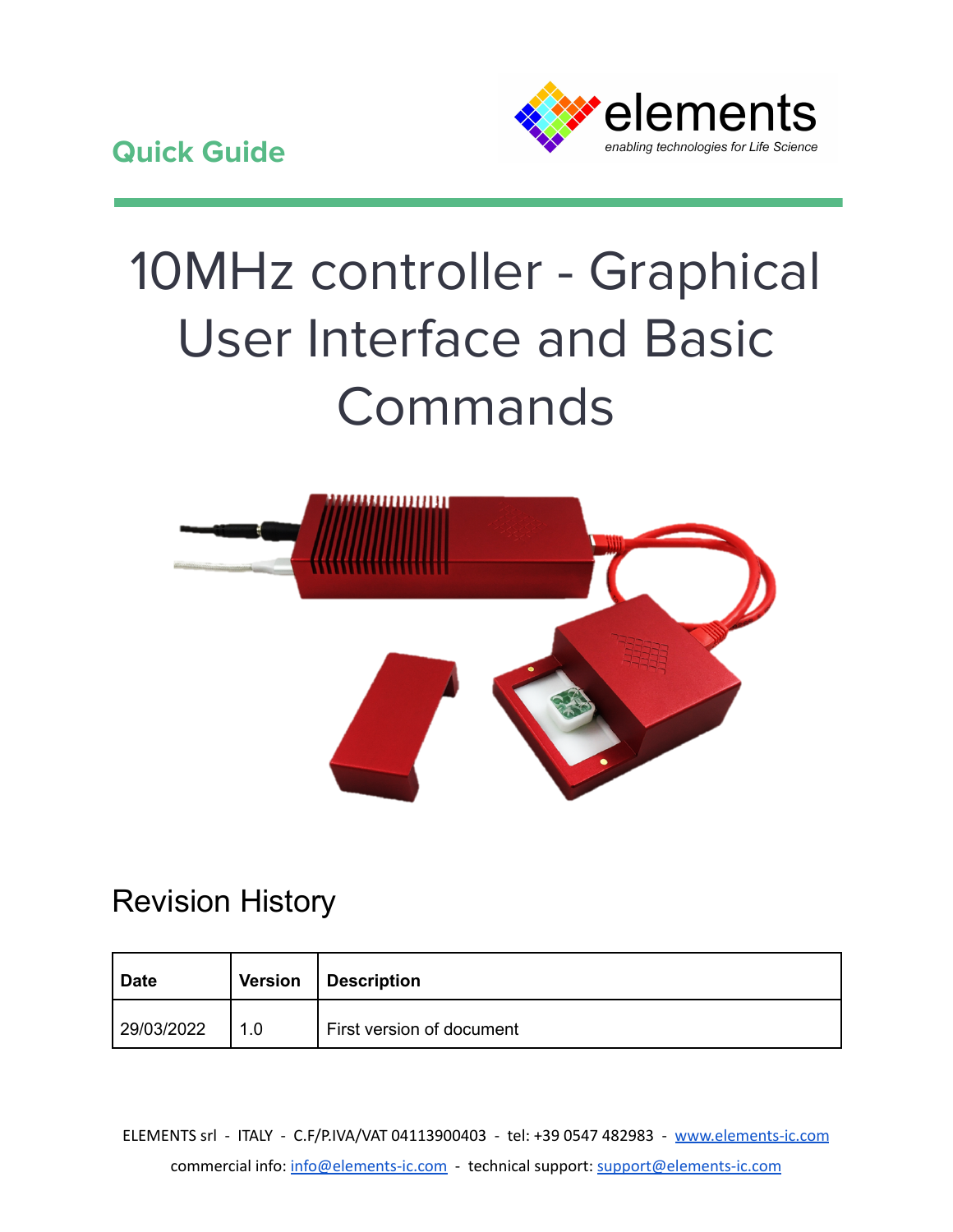Quick Guide

elements
*enabling technologies for Life Science*

# 10MHz controller - Graphical User Interface and Basic Commands

## Revision History

| Date | Version | Description |
| --- | --- | --- |
| 29/03/2022 | 1.0 | First version of document |

ELEMENTS srl - ITALY - C.F/P.IVA/VAT 04113900403 - tel: +39 0547 482983 - www.elements-ic.com

commercial info: info@elements-ic.com - technical support: support@elements-ic.com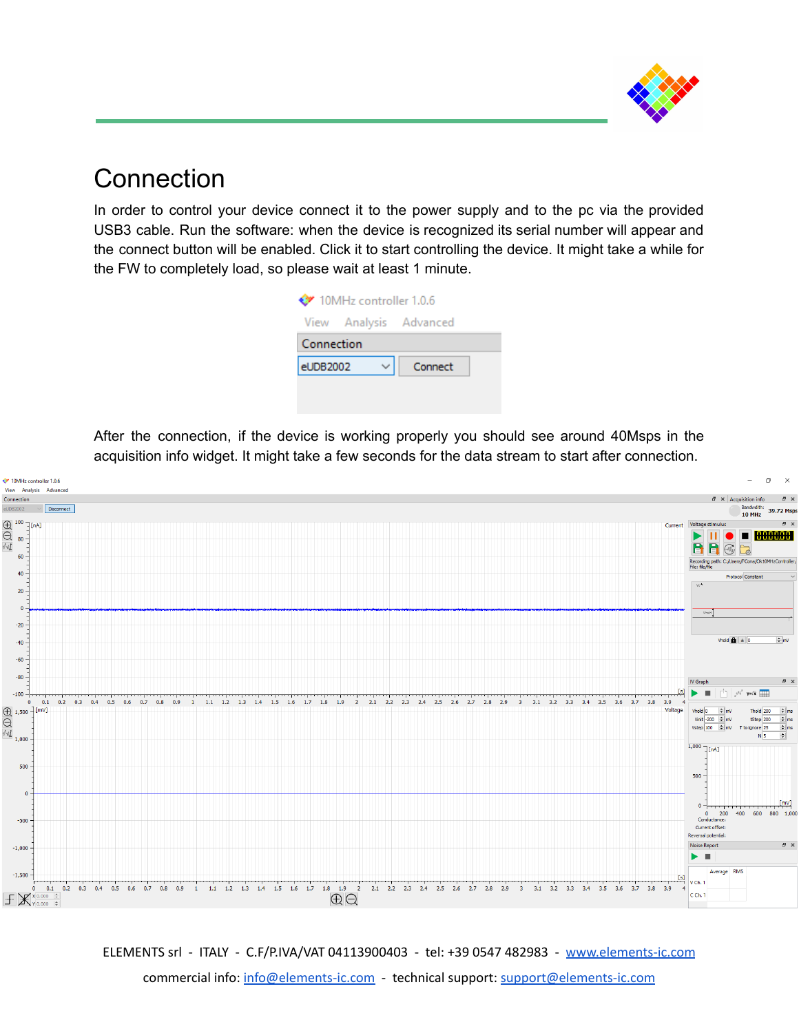# Connection

In order to control your device connect it to the power supply and to the pc via the provided USB3 cable. Run the software: when the device is recognized its serial number will appear and the connect button will be enabled. Click it to start controlling the device. It might take a while for the FW to completely load, so please wait at least 1 minute.

After the connection, if the device is working properly you should see around 40Msps in the acquisition info widget. It might take a few seconds for the data stream to start after connection.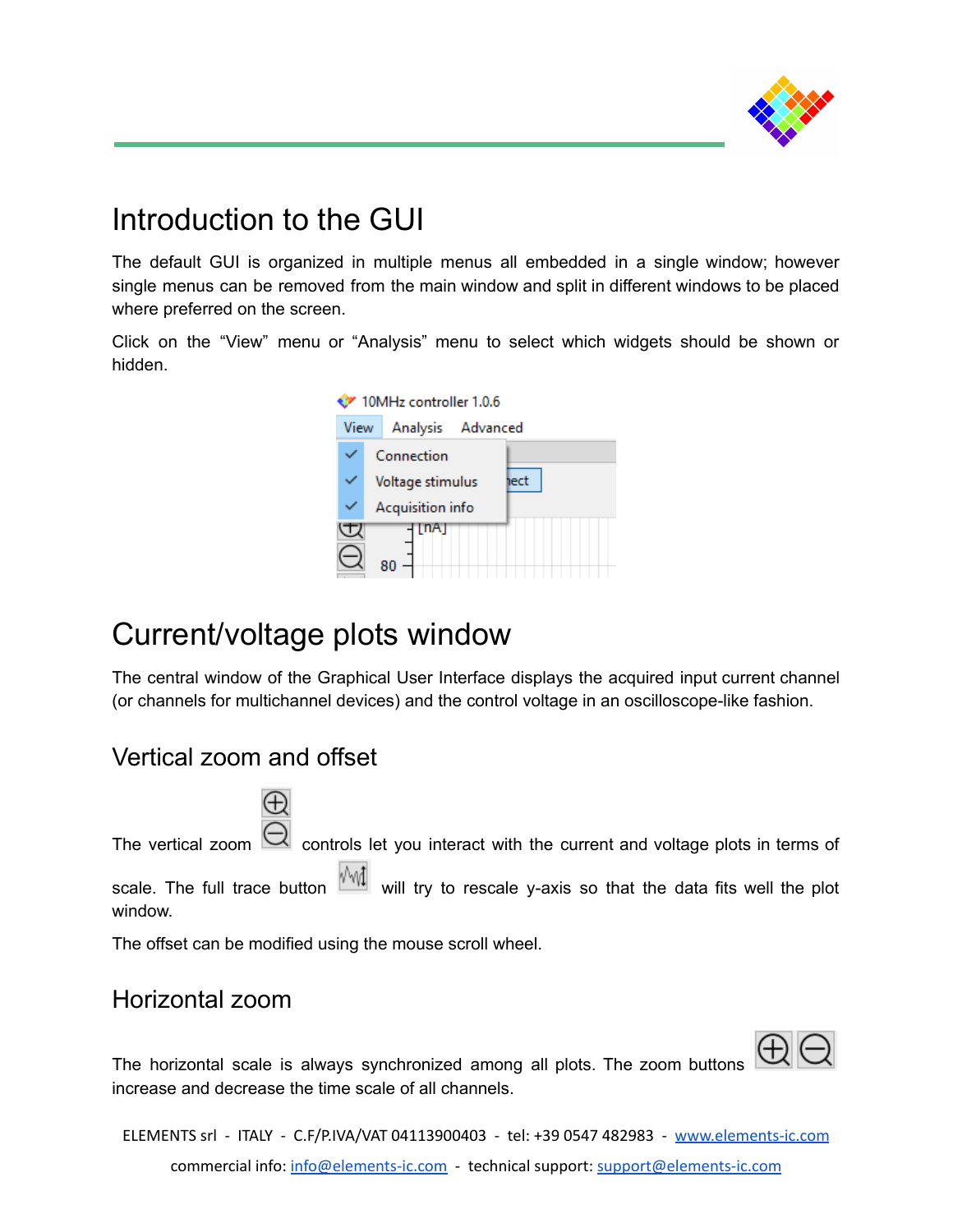# Introduction to the GUI

The default GUI is organized in multiple menus all embedded in a single window; however single menus can be removed from the main window and split in different windows to be placed where preferred on the screen.

Click on the “View” menu or “Analysis” menu to select which widgets should be shown or hidden.

# Current/voltage plots window

The central window of the Graphical User Interface displays the acquired input current channel (or channels for multichannel devices) and the control voltage in an oscilloscope-like fashion.

## Vertical zoom and offset

The vertical zoom controls let you interact with the current and voltage plots in terms of scale. The full trace button will try to rescale y-axis so that the data fits well the plot window.

The offset can be modified using the mouse scroll wheel.

## Horizontal zoom

The horizontal scale is always synchronized among all plots. The zoom buttons increase and decrease the time scale of all channels.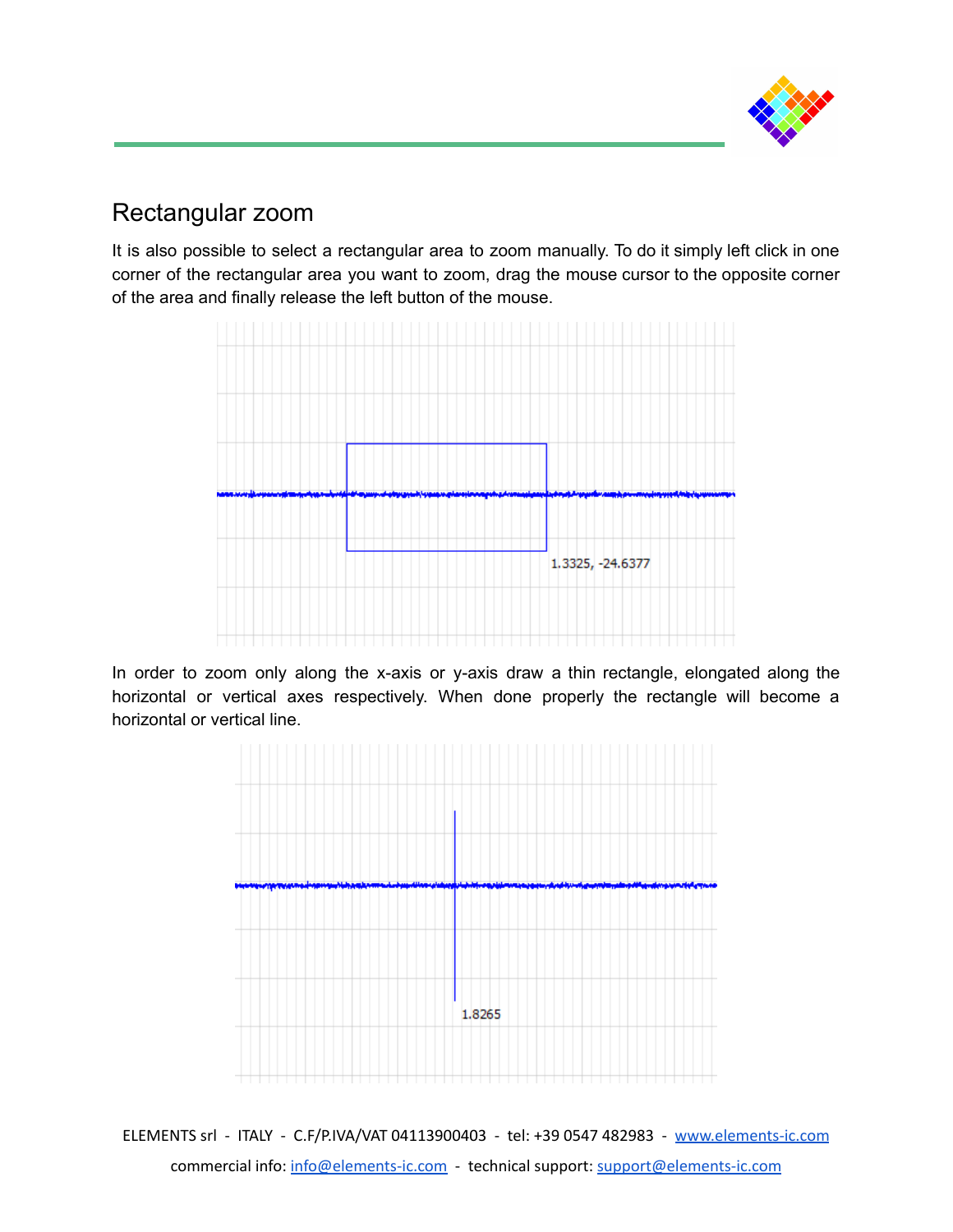## Rectangular zoom

It is also possible to select a rectangular area to zoom manually. To do it simply left click in one corner of the rectangular area you want to zoom, drag the mouse cursor to the opposite corner of the area and finally release the left button of the mouse.

In order to zoom only along the x-axis or y-axis draw a thin rectangle, elongated along the horizontal or vertical axes respectively. When done properly the rectangle will become a horizontal or vertical line.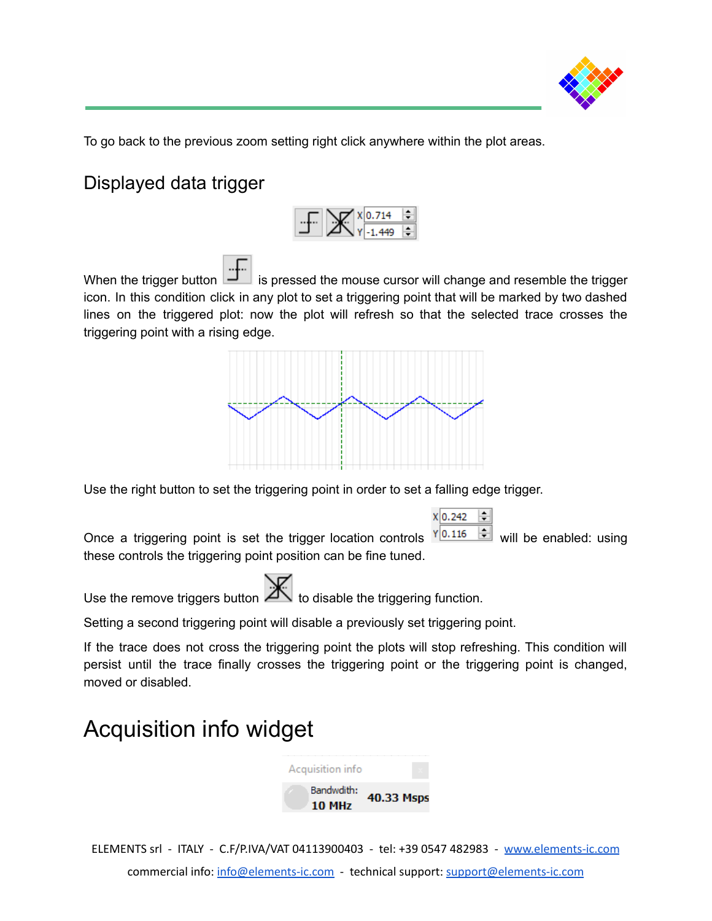To go back to the previous zoom setting right click anywhere within the plot areas.

## Displayed data trigger

When the trigger button is pressed the mouse cursor will change and resemble the trigger icon. In this condition click in any plot to set a triggering point that will be marked by two dashed lines on the triggered plot: now the plot will refresh so that the selected trace crosses the triggering point with a rising edge.

Use the right button to set the triggering point in order to set a falling edge trigger.

Once a triggering point is set the trigger location controls will be enabled: using these controls the triggering point position can be fine tuned.

Use the remove triggers button to disable the triggering function.

Setting a second triggering point will disable a previously set triggering point.

If the trace does not cross the triggering point the plots will stop refreshing. This condition will persist until the trace finally crosses the triggering point or the triggering point is changed, moved or disabled.

# Acquisition info widget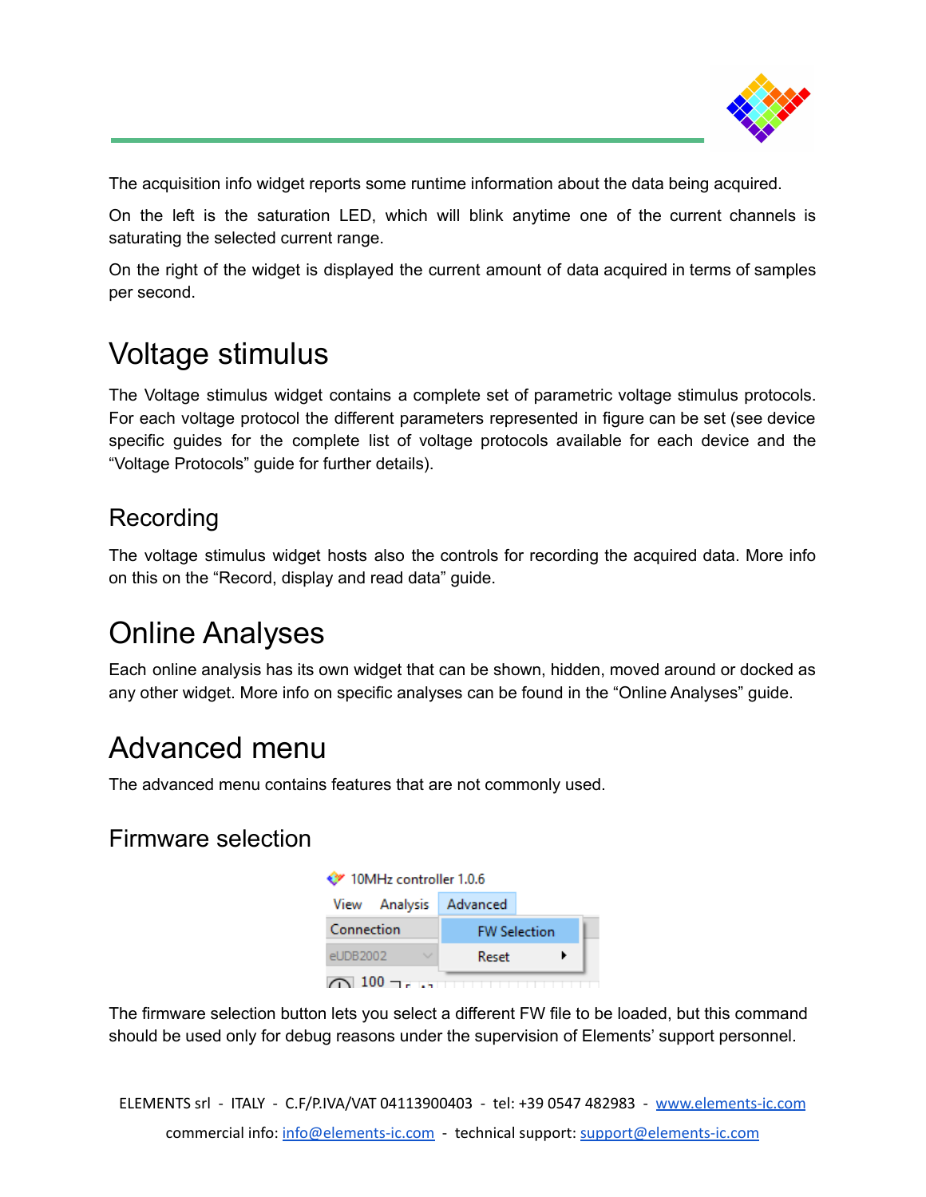The acquisition info widget reports some runtime information about the data being acquired.

On the left is the saturation LED, which will blink anytime one of the current channels is saturating the selected current range.

On the right of the widget is displayed the current amount of data acquired in terms of samples per second.

# Voltage stimulus

The Voltage stimulus widget contains a complete set of parametric voltage stimulus protocols. For each voltage protocol the different parameters represented in figure can be set (see device specific guides for the complete list of voltage protocols available for each device and the “Voltage Protocols” guide for further details).

## Recording

The voltage stimulus widget hosts also the controls for recording the acquired data. More info on this on the “Record, display and read data” guide.

# Online Analyses

Each online analysis has its own widget that can be shown, hidden, moved around or docked as any other widget. More info on specific analyses can be found in the “Online Analyses” guide.

# Advanced menu

The advanced menu contains features that are not commonly used.

## Firmware selection

The firmware selection button lets you select a different FW file to be loaded, but this command should be used only for debug reasons under the supervision of Elements’ support personnel.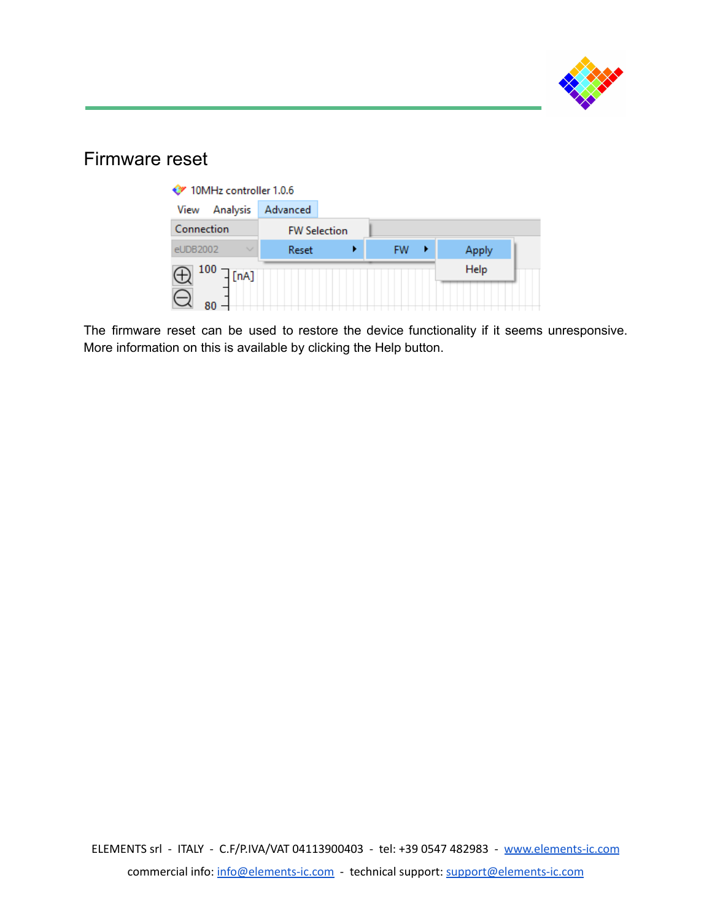# Firmware reset

The firmware reset can be used to restore the device functionality if it seems unresponsive. More information on this is available by clicking the Help button.